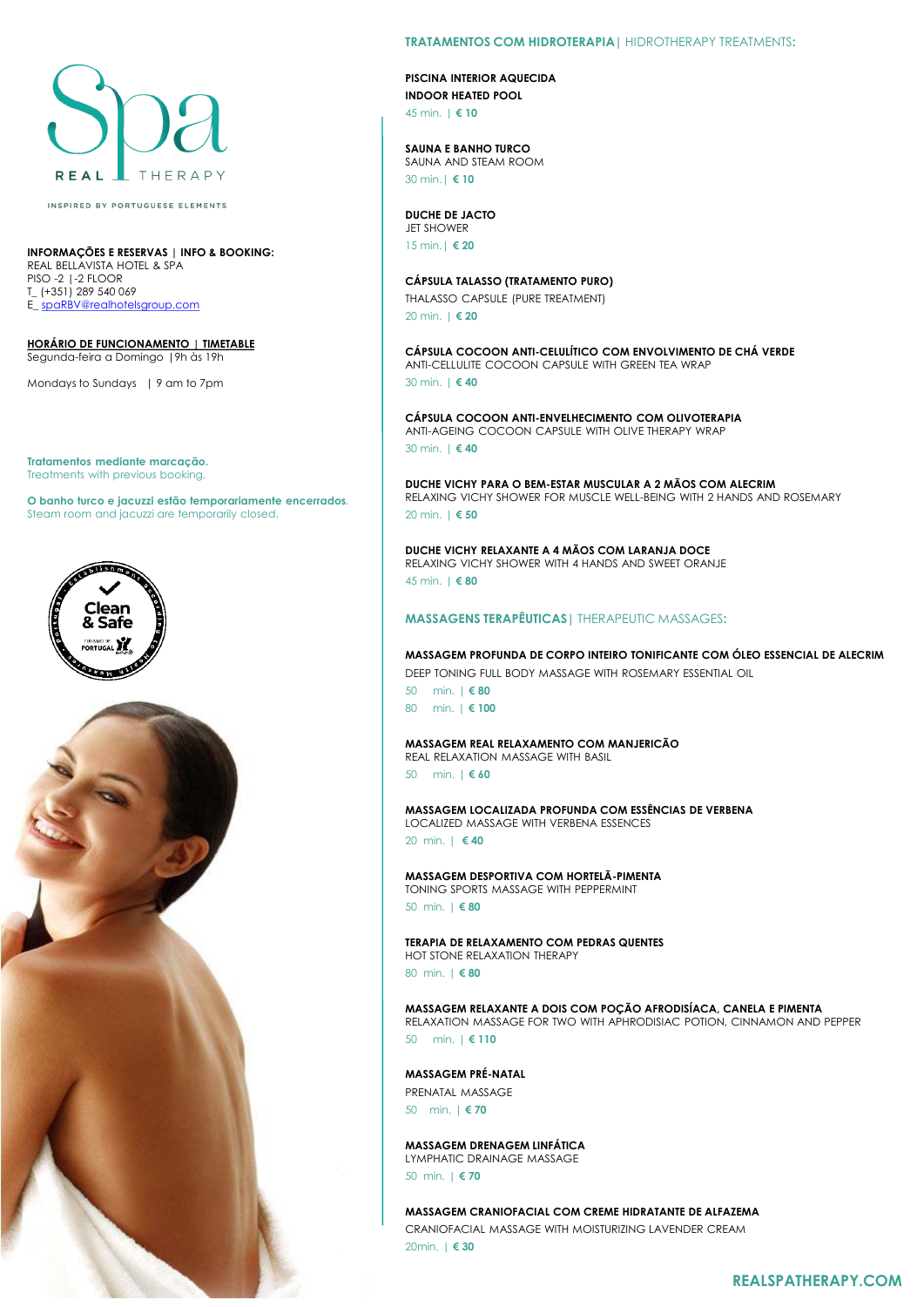# Spa

REAL THERAPY

INSPIRED BY PORTUGUESE ELEMENTS

**INFORMAÇÕES E RESERVAS | INFO & BOOKING:**
REAL BELLAVISTA HOTEL & SPA
PISO -2 | -2 FLOOR
T_ (+351) 289 540 069
E_ spaRBV@realhotelsgroup.com

**HORÁRIO DE FUNCIONAMENTO | TIMETABLE**
Segunda-feira a Domingo | 9h às 19h

Mondays to Sundays | 9 am to 7pm

**Tratamentos mediante marcação.**
Treatments with previous booking.

**O banho turco e jacuzzi estão temporariamente encerrados.**
Steam room and jacuzzi are temporarily closed.

## TRATAMENTOS COM HIDROTERAPIA | HIDROTHERAPY TREATMENTS:

**PISCINA INTERIOR AQUECIDA**
**INDOOR HEATED POOL**
45 min. | **€ 10**

**SAUNA E BANHO TURCO**
SAUNA AND STEAM ROOM
30 min. | **€ 10**

**DUCHE DE JACTO**
JET SHOWER
15 min. | **€ 20**

**CÁPSULA TALASSO (TRATAMENTO PURO)**
THALASSO CAPSULE (PURE TREATMENT)
20 min. | **€ 20**

**CÁPSULA COCOON ANTI-CELULÍTICO COM ENVOLVIMENTO DE CHÁ VERDE**
ANTI-CELLULITE COCOON CAPSULE WITH GREEN TEA WRAP
30 min. | **€ 40**

**CÁPSULA COCOON ANTI-ENVELHECIMENTO COM OLIVOTERAPIA**
ANTI-AGEING COCOON CAPSULE WITH OLIVE THERAPY WRAP
30 min. | **€ 40**

**DUCHE VICHY PARA O BEM-ESTAR MUSCULAR A 2 MÃOS COM ALECRIM**
RELAXING VICHY SHOWER FOR MUSCLE WELL-BEING WITH 2 HANDS AND ROSEMARY
20 min. | **€ 50**

**DUCHE VICHY RELAXANTE A 4 MÃOS COM LARANJA DOCE**
RELAXING VICHY SHOWER WITH 4 HANDS AND SWEET ORANGE
45 min. | **€ 80**

## MASSAGENS TERAPÊUTICAS | THERAPEUTIC MASSAGES:

**MASSAGEM PROFUNDA DE CORPO INTEIRO TONIFICANTE COM ÓLEO ESSENCIAL DE ALECRIM**
DEEP TONING FULL BODY MASSAGE WITH ROSEMARY ESSENTIAL OIL
50 min. | **€ 80**
80 min. | **€ 100**

**MASSAGEM REAL RELAXAMENTO COM MANJERICÃO**
REAL RELAXATION MASSAGE WITH BASIL
50 min. | **€ 60**

**MASSAGEM LOCALIZADA PROFUNDA COM ESSÊNCIAS DE VERBENA**
LOCALIZED MASSAGE WITH VERBENA ESSENCES
20 min. | **€ 40**

**MASSAGEM DESPORTIVA COM HORTELÃ-PIMENTA**
TONING SPORTS MASSAGE WITH PEPPERMINT
50 min. | **€ 80**

**TERAPIA DE RELAXAMENTO COM PEDRAS QUENTES**
HOT STONE RELAXATION THERAPY
80 min. | **€ 80**

**MASSAGEM RELAXANTE A DOIS COM POÇÃO AFRODISÍACA, CANELA E PIMENTA**
RELAXATION MASSAGE FOR TWO WITH APHRODISIAC POTION, CINNAMON AND PEPPER
50 min. | **€ 110**

**MASSAGEM PRÉ-NATAL**
PRENATAL MASSAGE
50 min. | **€ 70**

**MASSAGEM DRENAGEM LINFÁTICA**
LYMPHATIC DRAINAGE MASSAGE
50 min. | **€ 70**

**MASSAGEM CRANIOFACIAL COM CREME HIDRATANTE DE ALFAZEMA**
CRANIOFACIAL MASSAGE WITH MOISTURIZING LAVENDER CREAM
20min. | **€ 30**

**REALSPATHERAPY.COM**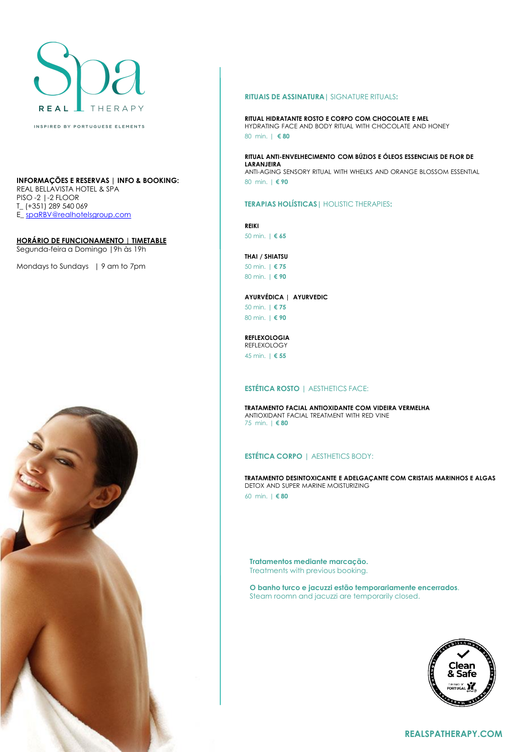Spa
REAL THERAPY

INSPIRED BY PORTUGUESE ELEMENTS

**INFORMAÇÕES E RESERVAS | INFO & BOOKING:**
REAL BELLAVISTA HOTEL & SPA
PISO -2 | -2 FLOOR
T_ (+351) 289 540 069
E_ spaRBV@realhotelsgroup.com

**HORÁRIO DE FUNCIONAMENTO | TIMETABLE**
Segunda-feira a Domingo | 9h às 19h

Mondays to Sundays | 9 am to 7pm

## RITUAIS DE ASSINATURA | SIGNATURE RITUALS:

**RITUAL HIDRATANTE ROSTO E CORPO COM CHOCOLATE E MEL**
HYDRATING FACE AND BODY RITUAL WITH CHOCOLATE AND HONEY
80 min. | **€ 80**

**RITUAL ANTI-ENVELHECIMENTO COM BÚZIOS E ÓLEOS ESSENCIAIS DE FLOR DE LARANJEIRA**
ANTI-AGING SENSORY RITUAL WITH WHELKS AND ORANGE BLOSSOM ESSENTIAL
80 min. | **€ 90**

## TERAPIAS HOLÍSTICAS | HOLISTIC THERAPIES:

**REIKI**
50 min. | **€ 65**

**THAI / SHIATSU**
50 min. | **€ 75**
80 min. | **€ 90**

**AYURVÉDICA | AYURVEDIC**
50 min. | **€ 75**
80 min. | **€ 90**

**REFLEXOLOGIA**
REFLEXOLOGY
45 min. | **€ 55**

## ESTÉTICA ROSTO | AESTHETICS FACE:

**TRATAMENTO FACIAL ANTIOXIDANTE COM VIDEIRA VERMELHA**
ANTIOXIDANT FACIAL TREATMENT WITH RED VINE
75 min. | **€ 80**

## ESTÉTICA CORPO | AESTHETICS BODY:

**TRATAMENTO DESINTOXICANTE E ADELGAÇANTE COM CRISTAIS MARINHOS E ALGAS**
DETOX AND SUPER MARINE MOISTURIZING
60 min. | **€ 80**

**Tratamentos mediante marcação.**
Treatments with previous booking.

**O banho turco e jacuzzi estão temporariamente encerrados.**
Steam roomn and jacuzzi are temporarily closed.

Clean & Safe
TURISMO DE PORTUGAL

**REALSPATHERAPY.COM**